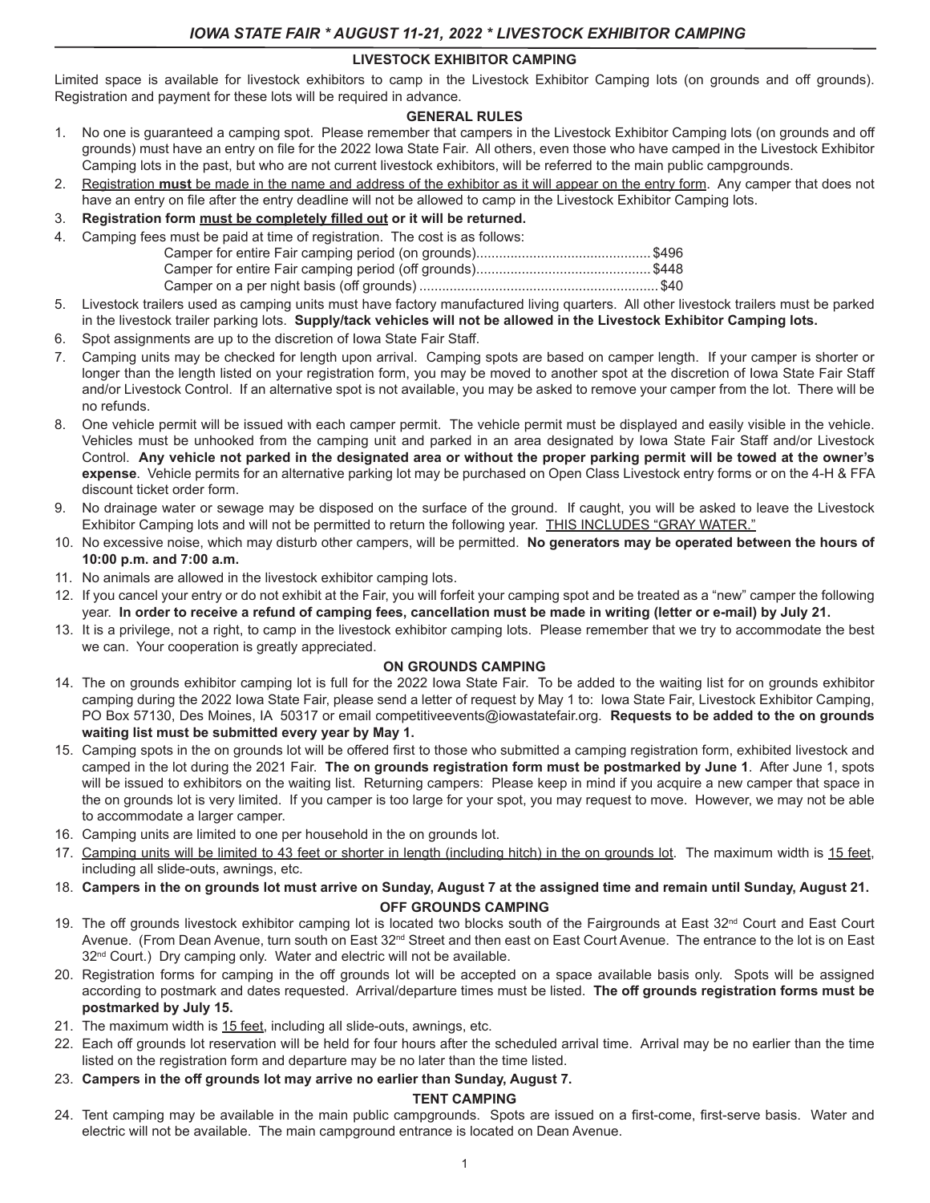# IOWA STATE FAIR * AUGUST 11-21, 2022 * LIVESTOCK EXHIBITOR CAMPING

## LIVESTOCK EXHIBITOR CAMPING

Limited space is available for livestock exhibitors to camp in the Livestock Exhibitor Camping lots (on grounds and off grounds). Registration and payment for these lots will be required in advance.

### GENERAL RULES

1. No one is guaranteed a camping spot. Please remember that campers in the Livestock Exhibitor Camping lots (on grounds and off grounds) must have an entry on file for the 2022 Iowa State Fair. All others, even those who have camped in the Livestock Exhibitor Camping lots in the past, but who are not current livestock exhibitors, will be referred to the main public campgrounds.
2. Registration **must** be made in the name and address of the exhibitor as it will appear on the entry form. Any camper that does not have an entry on file after the entry deadline will not be allowed to camp in the Livestock Exhibitor Camping lots.
3. **Registration form must be completely filled out or it will be returned.**
4. Camping fees must be paid at time of registration. The cost is as follows:
   - Camper for entire Fair camping period (on grounds)............................................$496
   - Camper for entire Fair camping period (off grounds)............................................$448
   - Camper on a per night basis (off grounds)............................................................$40
5. Livestock trailers used as camping units must have factory manufactured living quarters. All other livestock trailers must be parked in the livestock trailer parking lots. **Supply/tack vehicles will not be allowed in the Livestock Exhibitor Camping lots.**
6. Spot assignments are up to the discretion of Iowa State Fair Staff.
7. Camping units may be checked for length upon arrival. Camping spots are based on camper length. If your camper is shorter or longer than the length listed on your registration form, you may be moved to another spot at the discretion of Iowa State Fair Staff and/or Livestock Control. If an alternative spot is not available, you may be asked to remove your camper from the lot. There will be no refunds.
8. One vehicle permit will be issued with each camper permit. The vehicle permit must be displayed and easily visible in the vehicle. Vehicles must be unhooked from the camping unit and parked in an area designated by Iowa State Fair Staff and/or Livestock Control. **Any vehicle not parked in the designated area or without the proper parking permit will be towed at the owner's expense**. Vehicle permits for an alternative parking lot may be purchased on Open Class Livestock entry forms or on the 4-H & FFA discount ticket order form.
9. No drainage water or sewage may be disposed on the surface of the ground. If caught, you will be asked to leave the Livestock Exhibitor Camping lots and will not be permitted to return the following year. THIS INCLUDES "GRAY WATER."
10. No excessive noise, which may disturb other campers, will be permitted. **No generators may be operated between the hours of 10:00 p.m. and 7:00 a.m.**
11. No animals are allowed in the livestock exhibitor camping lots.
12. If you cancel your entry or do not exhibit at the Fair, you will forfeit your camping spot and be treated as a "new" camper the following year. **In order to receive a refund of camping fees, cancellation must be made in writing (letter or e-mail) by July 21.**
13. It is a privilege, not a right, to camp in the livestock exhibitor camping lots. Please remember that we try to accommodate the best we can. Your cooperation is greatly appreciated.

### ON GROUNDS CAMPING

14. The on grounds exhibitor camping lot is full for the 2022 Iowa State Fair. To be added to the waiting list for on grounds exhibitor camping during the 2022 Iowa State Fair, please send a letter of request by May 1 to: Iowa State Fair, Livestock Exhibitor Camping, PO Box 57130, Des Moines, IA 50317 or email competitiveevents@iowastatefair.org. **Requests to be added to the on grounds waiting list must be submitted every year by May 1.**
15. Camping spots in the on grounds lot will be offered first to those who submitted a camping registration form, exhibited livestock and camped in the lot during the 2021 Fair. **The on grounds registration form must be postmarked by June 1**. After June 1, spots will be issued to exhibitors on the waiting list. Returning campers: Please keep in mind if you acquire a new camper that space in the on grounds lot is very limited. If you camper is too large for your spot, you may request to move. However, we may not be able to accommodate a larger camper.
16. Camping units are limited to one per household in the on grounds lot.
17. Camping units will be limited to 43 feet or shorter in length (including hitch) in the on grounds lot. The maximum width is 15 feet, including all slide-outs, awnings, etc.
18. **Campers in the on grounds lot must arrive on Sunday, August 7 at the assigned time and remain until Sunday, August 21.**

### OFF GROUNDS CAMPING

19. The off grounds livestock exhibitor camping lot is located two blocks south of the Fairgrounds at East 32nd Court and East Court Avenue. (From Dean Avenue, turn south on East 32nd Street and then east on East Court Avenue. The entrance to the lot is on East 32nd Court.) Dry camping only. Water and electric will not be available.
20. Registration forms for camping in the off grounds lot will be accepted on a space available basis only. Spots will be assigned according to postmark and dates requested. Arrival/departure times must be listed. **The off grounds registration forms must be postmarked by July 15.**
21. The maximum width is 15 feet, including all slide-outs, awnings, etc.
22. Each off grounds lot reservation will be held for four hours after the scheduled arrival time. Arrival may be no earlier than the time listed on the registration form and departure may be no later than the time listed.
23. **Campers in the off grounds lot may arrive no earlier than Sunday, August 7.**

### TENT CAMPING

24. Tent camping may be available in the main public campgrounds. Spots are issued on a first-come, first-serve basis. Water and electric will not be available. The main campground entrance is located on Dean Avenue.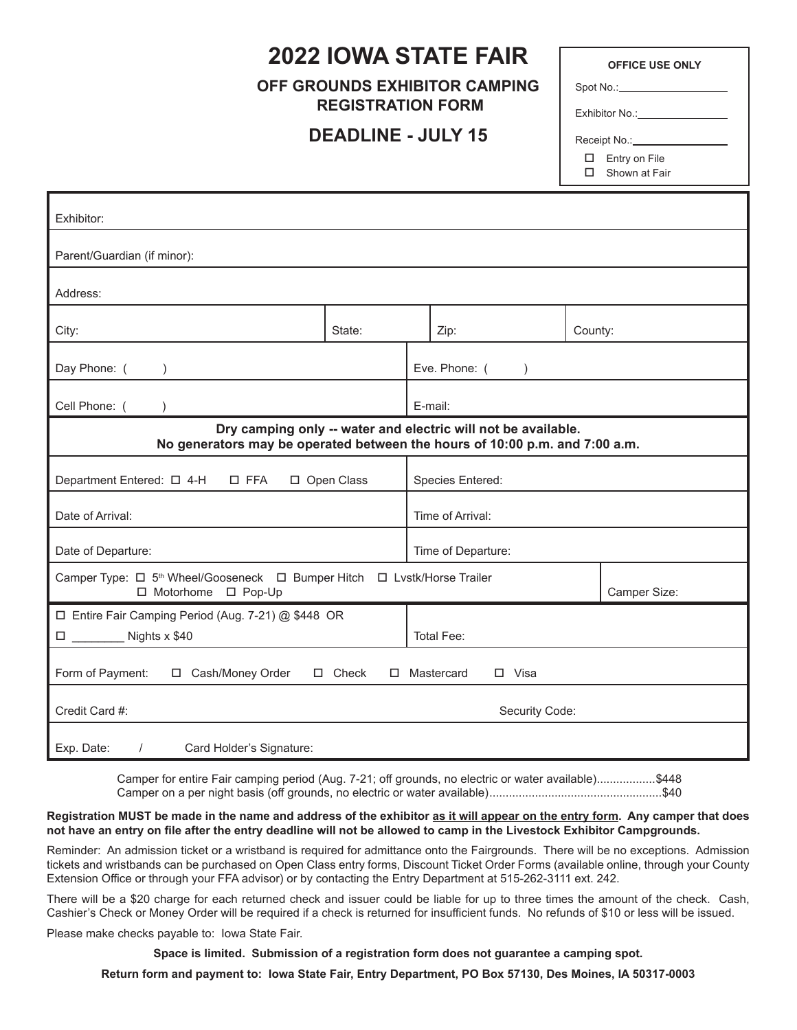# 2022 IOWA STATE FAIR

## OFF GROUNDS EXHIBITOR CAMPING REGISTRATION FORM

## DEADLINE - JULY 15

| OFFICE USE ONLY |
|---|
| Spot No.:____________ |
| Exhibitor No.:____________ |
| Receipt No.:____________ |
| ☐ Entry on File |
| ☐ Shown at Fair |

| | | | |
|---|---|---|---|
| Exhibitor: | | | |
| Parent/Guardian (if minor): | | | |
| Address: | | | |
| City: | State: | Zip: | County: |
| Day Phone: (    ) | | Eve. Phone: (    ) | |
| Cell Phone: (    ) | | E-mail: | |

**Dry camping only -- water and electric will not be available.**
**No generators may be operated between the hours of 10:00 p.m. and 7:00 a.m.**

| | | |
|---|---|---|
| Department Entered: ☐ 4-H ☐ FFA ☐ Open Class | Species Entered: | |
| Date of Arrival: | Time of Arrival: | |
| Date of Departure: | Time of Departure: | |
| Camper Type: ☐ 5th Wheel/Gooseneck ☐ Bumper Hitch ☐ Lvstk/Horse Trailer ☐ Motorhome ☐ Pop-Up | | Camper Size: |
| ☐ Entire Fair Camping Period (Aug. 7-21) @ $448 OR ☐ ________ Nights x $40 | Total Fee: | |
| Form of Payment: ☐ Cash/Money Order ☐ Check ☐ Mastercard ☐ Visa | | |
| Credit Card #: | Security Code: | |
| Exp. Date:    / | Card Holder's Signature: | |

Camper for entire Fair camping period (Aug. 7-21; off grounds, no electric or water available)..................$448
Camper on a per night basis (off grounds, no electric or water available)....................................................$40

**Registration MUST be made in the name and address of the exhibitor as it will appear on the entry form. Any camper that does not have an entry on file after the entry deadline will not be allowed to camp in the Livestock Exhibitor Campgrounds.**

Reminder: An admission ticket or a wristband is required for admittance onto the Fairgrounds. There will be no exceptions. Admission tickets and wristbands can be purchased on Open Class entry forms, Discount Ticket Order Forms (available online, through your County Extension Office or through your FFA advisor) or by contacting the Entry Department at 515-262-3111 ext. 242.

There will be a $20 charge for each returned check and issuer could be liable for up to three times the amount of the check. Cash, Cashier's Check or Money Order will be required if a check is returned for insufficient funds. No refunds of $10 or less will be issued.

Please make checks payable to: Iowa State Fair.

**Space is limited. Submission of a registration form does not guarantee a camping spot.**

**Return form and payment to: Iowa State Fair, Entry Department, PO Box 57130, Des Moines, IA 50317-0003**